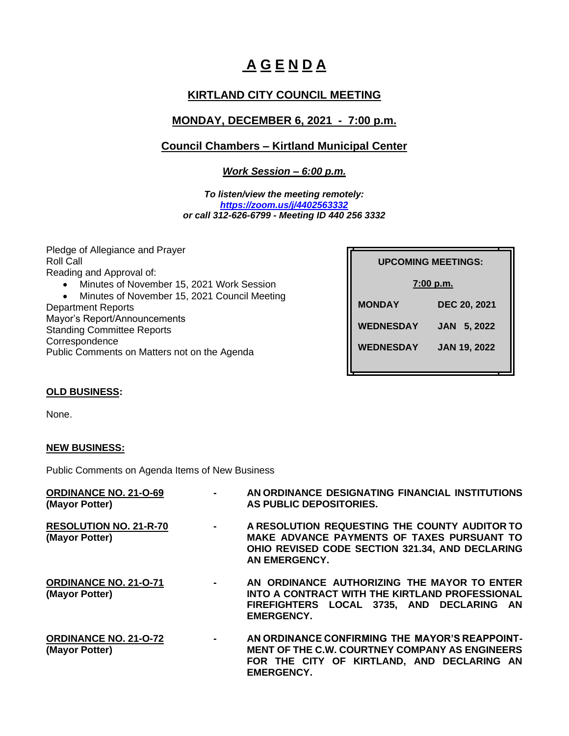# A G E N D A

## KIRTLAND CITY COUNCIL MEETING

## MONDAY, DECEMBER 6, 2021 - 7:00 p.m.

## Council Chambers – Kirtland Municipal Center

***Work Session – 6:00 p.m.***

***To listen/view the meeting remotely:***
***https://zoom.us/j/4402563332***
***or call 312-626-6799 - Meeting ID 440 256 3332***

| UPCOMING MEETINGS: | |
|---|---|
| 7:00 p.m. | |
| MONDAY | DEC 20, 2021 |
| WEDNESDAY | JAN 5, 2022 |
| WEDNESDAY | JAN 19, 2022 |

Pledge of Allegiance and Prayer
Roll Call
Reading and Approval of:

- Minutes of November 15, 2021 Work Session
- Minutes of November 15, 2021 Council Meeting

Department Reports
Mayor's Report/Announcements
Standing Committee Reports
Correspondence
Public Comments on Matters not on the Agenda

**OLD BUSINESS:**

None.

**NEW BUSINESS:**

Public Comments on Agenda Items of New Business

**ORDINANCE NO. 21-O-69** **(Mayor Potter)** - **AN ORDINANCE DESIGNATING FINANCIAL INSTITUTIONS AS PUBLIC DEPOSITORIES.**

**RESOLUTION NO. 21-R-70** **(Mayor Potter)** - **A RESOLUTION REQUESTING THE COUNTY AUDITOR TO MAKE ADVANCE PAYMENTS OF TAXES PURSUANT TO OHIO REVISED CODE SECTION 321.34, AND DECLARING AN EMERGENCY.**

**ORDINANCE NO. 21-O-71** **(Mayor Potter)** - **AN ORDINANCE AUTHORIZING THE MAYOR TO ENTER INTO A CONTRACT WITH THE KIRTLAND PROFESSIONAL FIREFIGHTERS LOCAL 3735, AND DECLARING AN EMERGENCY.**

**ORDINANCE NO. 21-O-72** **(Mayor Potter)** - **AN ORDINANCE CONFIRMING THE MAYOR'S REAPPOINTMENT OF THE C.W. COURTNEY COMPANY AS ENGINEERS FOR THE CITY OF KIRTLAND, AND DECLARING AN EMERGENCY.**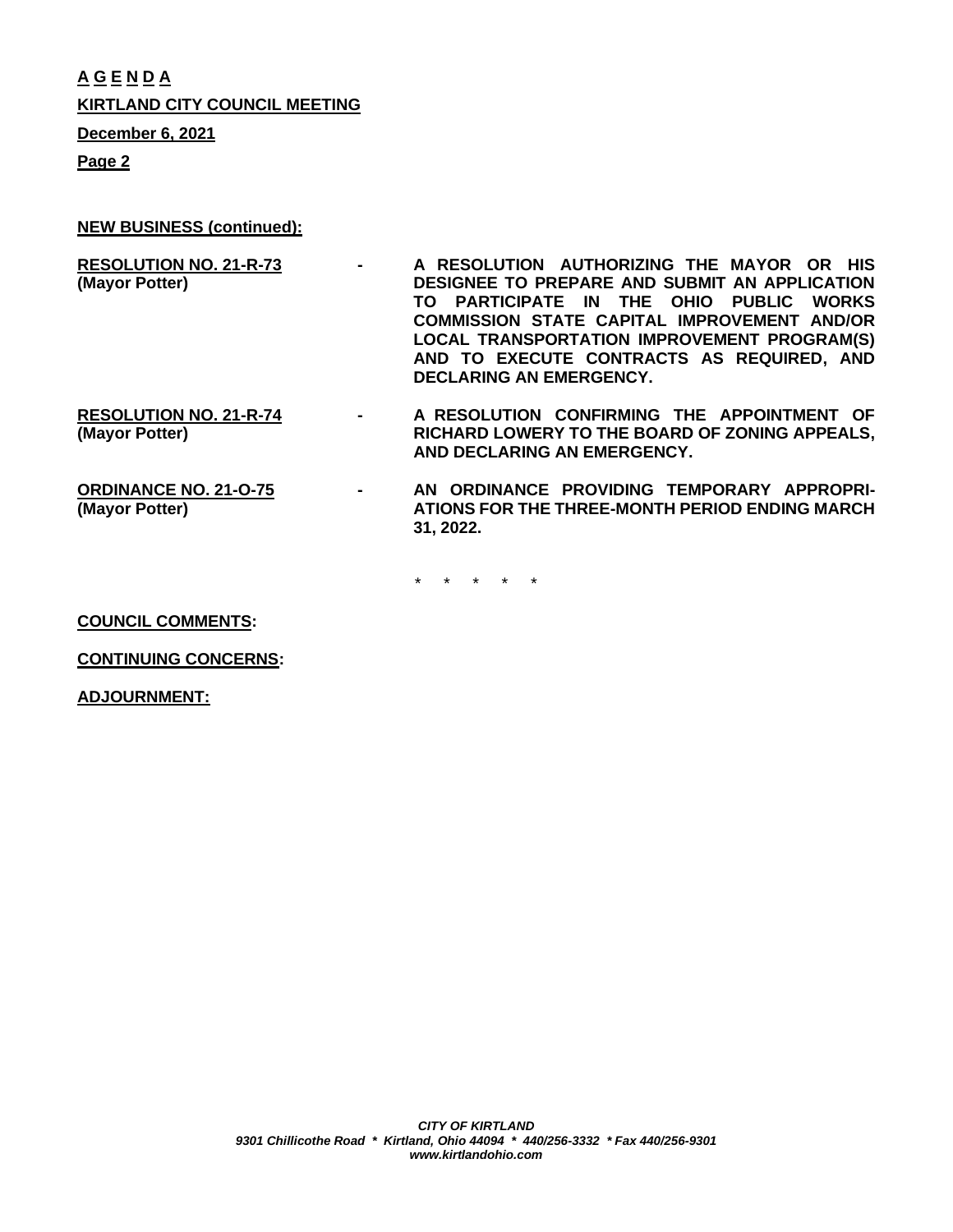**NEW BUSINESS (continued):**

**RESOLUTION NO. 21-R-73** **(Mayor Potter)** - **A RESOLUTION AUTHORIZING THE MAYOR OR HIS DESIGNEE TO PREPARE AND SUBMIT AN APPLICATION TO PARTICIPATE IN THE OHIO PUBLIC WORKS COMMISSION STATE CAPITAL IMPROVEMENT AND/OR LOCAL TRANSPORTATION IMPROVEMENT PROGRAM(S) AND TO EXECUTE CONTRACTS AS REQUIRED, AND DECLARING AN EMERGENCY.**

**RESOLUTION NO. 21-R-74** **(Mayor Potter)** - **A RESOLUTION CONFIRMING THE APPOINTMENT OF RICHARD LOWERY TO THE BOARD OF ZONING APPEALS, AND DECLARING AN EMERGENCY.**

**ORDINANCE NO. 21-O-75** **(Mayor Potter)** - **AN ORDINANCE PROVIDING TEMPORARY APPROPRIATIONS FOR THE THREE-MONTH PERIOD ENDING MARCH 31, 2022.**

\* \* \* \* \*

**COUNCIL COMMENTS:**

**CONTINUING CONCERNS:**

**ADJOURNMENT:**